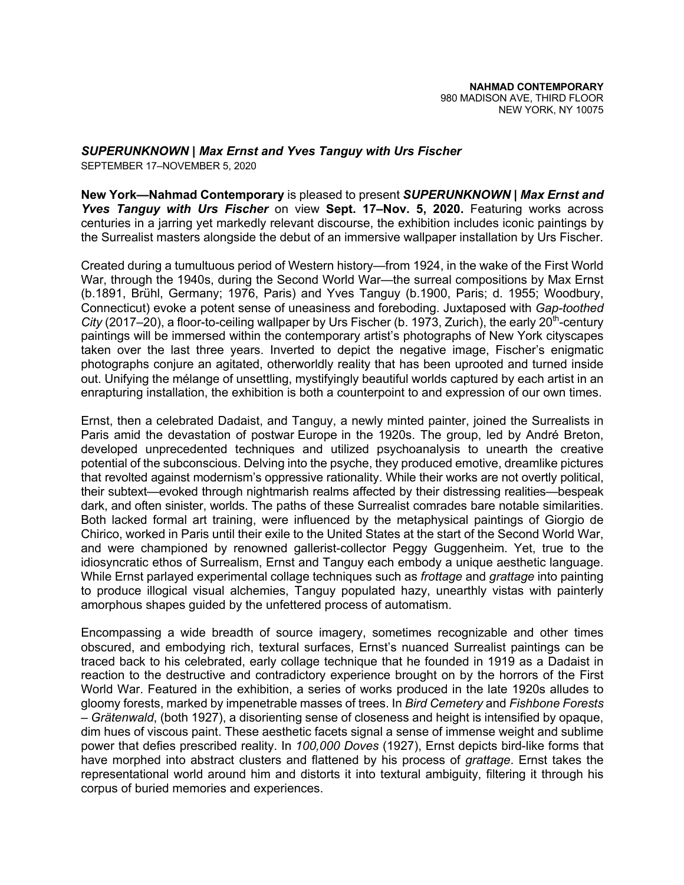**NAHMAD CONTEMPORARY**
980 MADISON AVE, THIRD FLOOR
NEW YORK, NY 10075

***SUPERUNKNOWN | Max Ernst and Yves Tanguy with Urs Fischer***
SEPTEMBER 17–NOVEMBER 5, 2020

**New York—Nahmad Contemporary** is pleased to present ***SUPERUNKNOWN | Max Ernst and Yves Tanguy with Urs Fischer*** on view **Sept. 17–Nov. 5, 2020.** Featuring works across centuries in a jarring yet markedly relevant discourse, the exhibition includes iconic paintings by the Surrealist masters alongside the debut of an immersive wallpaper installation by Urs Fischer.

Created during a tumultuous period of Western history—from 1924, in the wake of the First World War, through the 1940s, during the Second World War—the surreal compositions by Max Ernst (b.1891, Brühl, Germany; 1976, Paris) and Yves Tanguy (b.1900, Paris; d. 1955; Woodbury, Connecticut) evoke a potent sense of uneasiness and foreboding. Juxtaposed with *Gap-toothed City* (2017–20), a floor-to-ceiling wallpaper by Urs Fischer (b. 1973, Zurich), the early 20th-century paintings will be immersed within the contemporary artist's photographs of New York cityscapes taken over the last three years. Inverted to depict the negative image, Fischer's enigmatic photographs conjure an agitated, otherworldly reality that has been uprooted and turned inside out. Unifying the mélange of unsettling, mystifyingly beautiful worlds captured by each artist in an enrapturing installation, the exhibition is both a counterpoint to and expression of our own times.

Ernst, then a celebrated Dadaist, and Tanguy, a newly minted painter, joined the Surrealists in Paris amid the devastation of postwar Europe in the 1920s. The group, led by André Breton, developed unprecedented techniques and utilized psychoanalysis to unearth the creative potential of the subconscious. Delving into the psyche, they produced emotive, dreamlike pictures that revolted against modernism's oppressive rationality. While their works are not overtly political, their subtext—evoked through nightmarish realms affected by their distressing realities—bespeak dark, and often sinister, worlds. The paths of these Surrealist comrades bare notable similarities. Both lacked formal art training, were influenced by the metaphysical paintings of Giorgio de Chirico, worked in Paris until their exile to the United States at the start of the Second World War, and were championed by renowned gallerist-collector Peggy Guggenheim. Yet, true to the idiosyncratic ethos of Surrealism, Ernst and Tanguy each embody a unique aesthetic language. While Ernst parlayed experimental collage techniques such as *frottage* and *grattage* into painting to produce illogical visual alchemies, Tanguy populated hazy, unearthly vistas with painterly amorphous shapes guided by the unfettered process of automatism.

Encompassing a wide breadth of source imagery, sometimes recognizable and other times obscured, and embodying rich, textural surfaces, Ernst's nuanced Surrealist paintings can be traced back to his celebrated, early collage technique that he founded in 1919 as a Dadaist in reaction to the destructive and contradictory experience brought on by the horrors of the First World War. Featured in the exhibition, a series of works produced in the late 1920s alludes to gloomy forests, marked by impenetrable masses of trees. In *Bird Cemetery* and *Fishbone Forests – Grätenwald*, (both 1927), a disorienting sense of closeness and height is intensified by opaque, dim hues of viscous paint. These aesthetic facets signal a sense of immense weight and sublime power that defies prescribed reality. In *100,000 Doves* (1927), Ernst depicts bird-like forms that have morphed into abstract clusters and flattened by his process of *grattage*. Ernst takes the representational world around him and distorts it into textural ambiguity, filtering it through his corpus of buried memories and experiences.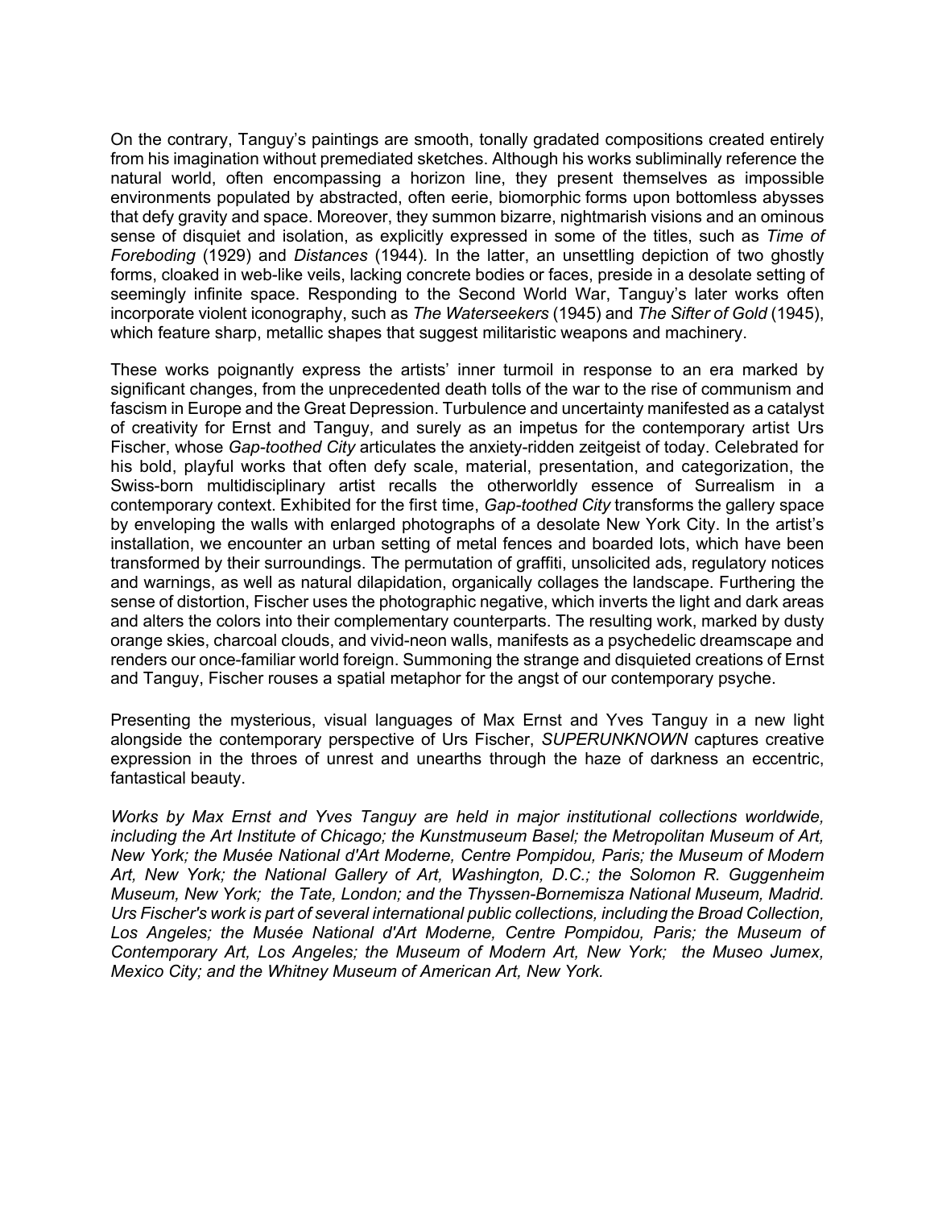On the contrary, Tanguy's paintings are smooth, tonally gradated compositions created entirely from his imagination without premediated sketches. Although his works subliminally reference the natural world, often encompassing a horizon line, they present themselves as impossible environments populated by abstracted, often eerie, biomorphic forms upon bottomless abysses that defy gravity and space. Moreover, they summon bizarre, nightmarish visions and an ominous sense of disquiet and isolation, as explicitly expressed in some of the titles, such as *Time of Foreboding* (1929) and *Distances* (1944). In the latter, an unsettling depiction of two ghostly forms, cloaked in web-like veils, lacking concrete bodies or faces, preside in a desolate setting of seemingly infinite space. Responding to the Second World War, Tanguy's later works often incorporate violent iconography, such as *The Waterseekers* (1945) and *The Sifter of Gold* (1945), which feature sharp, metallic shapes that suggest militaristic weapons and machinery.

These works poignantly express the artists' inner turmoil in response to an era marked by significant changes, from the unprecedented death tolls of the war to the rise of communism and fascism in Europe and the Great Depression. Turbulence and uncertainty manifested as a catalyst of creativity for Ernst and Tanguy, and surely as an impetus for the contemporary artist Urs Fischer, whose *Gap-toothed City* articulates the anxiety-ridden zeitgeist of today. Celebrated for his bold, playful works that often defy scale, material, presentation, and categorization, the Swiss-born multidisciplinary artist recalls the otherworldly essence of Surrealism in a contemporary context. Exhibited for the first time, *Gap-toothed City* transforms the gallery space by enveloping the walls with enlarged photographs of a desolate New York City. In the artist's installation, we encounter an urban setting of metal fences and boarded lots, which have been transformed by their surroundings. The permutation of graffiti, unsolicited ads, regulatory notices and warnings, as well as natural dilapidation, organically collages the landscape. Furthering the sense of distortion, Fischer uses the photographic negative, which inverts the light and dark areas and alters the colors into their complementary counterparts. The resulting work, marked by dusty orange skies, charcoal clouds, and vivid-neon walls, manifests as a psychedelic dreamscape and renders our once-familiar world foreign. Summoning the strange and disquieted creations of Ernst and Tanguy, Fischer rouses a spatial metaphor for the angst of our contemporary psyche.

Presenting the mysterious, visual languages of Max Ernst and Yves Tanguy in a new light alongside the contemporary perspective of Urs Fischer, *SUPERUNKNOWN* captures creative expression in the throes of unrest and unearths through the haze of darkness an eccentric, fantastical beauty.

*Works by Max Ernst and Yves Tanguy are held in major institutional collections worldwide, including the Art Institute of Chicago; the Kunstmuseum Basel; the Metropolitan Museum of Art, New York; the Musée National d'Art Moderne, Centre Pompidou, Paris; the Museum of Modern Art, New York; the National Gallery of Art, Washington, D.C.; the Solomon R. Guggenheim Museum, New York; the Tate, London; and the Thyssen-Bornemisza National Museum, Madrid. Urs Fischer's work is part of several international public collections, including the Broad Collection, Los Angeles; the Musée National d'Art Moderne, Centre Pompidou, Paris; the Museum of Contemporary Art, Los Angeles; the Museum of Modern Art, New York; the Museo Jumex, Mexico City; and the Whitney Museum of American Art, New York.*